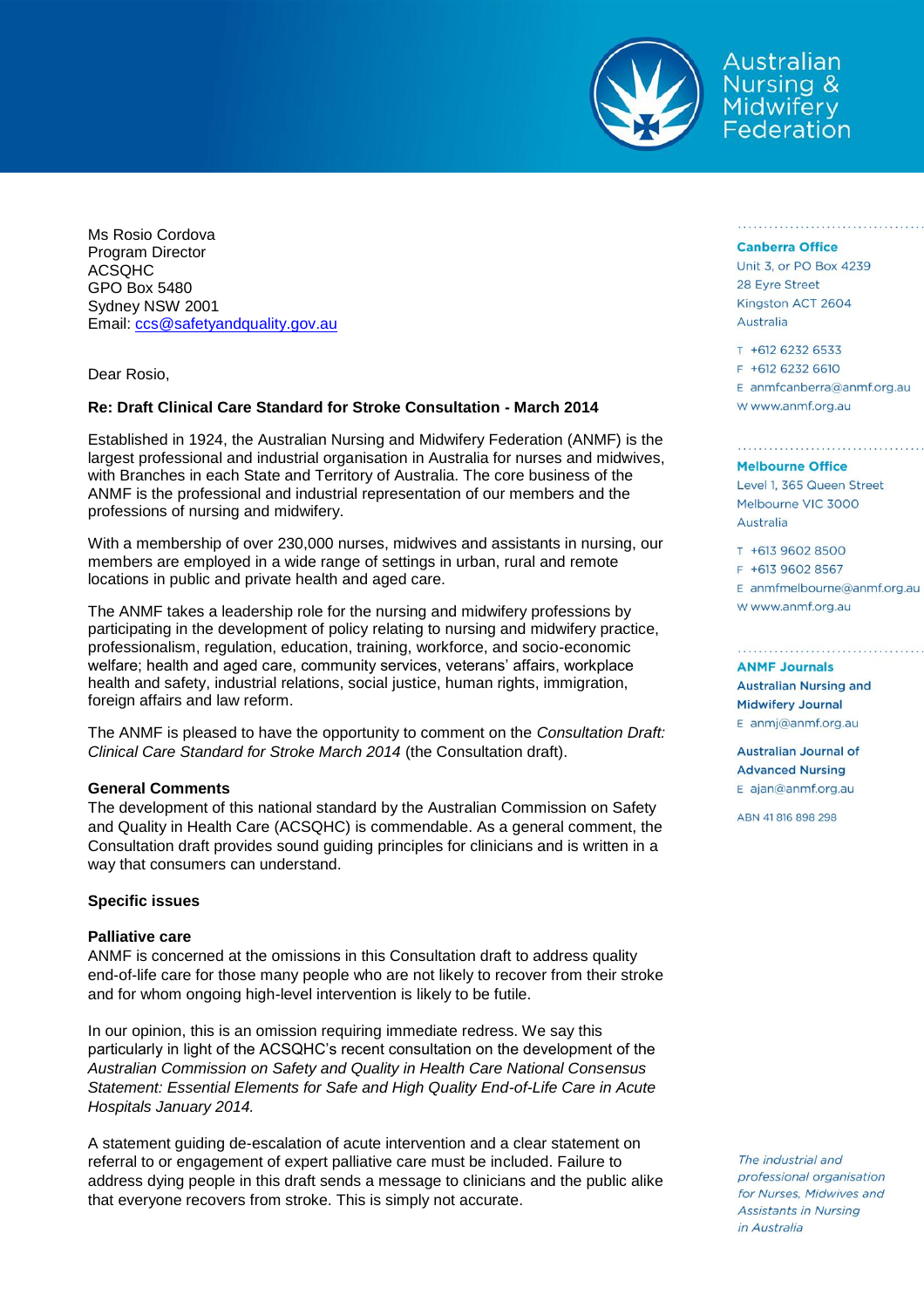Australian Nursing & Midwifery Federation

**Canberra Office**
Unit 3, or PO Box 4239
28 Eyre Street
Kingston ACT 2604
Australia

T +612 6232 6533
F +612 6232 6610
E anmfcanberra@anmf.org.au
W www.anmf.org.au

**Melbourne Office**
Level 1, 365 Queen Street
Melbourne VIC 3000
Australia

T +613 9602 8500
F +613 9602 8567
E anmfmelbourne@anmf.org.au
W www.anmf.org.au

**ANMF Journals**

**Australian Nursing and Midwifery Journal**
E anmj@anmf.org.au

**Australian Journal of Advanced Nursing**
E ajan@anmf.org.au

ABN 41 816 898 298

*The industrial and professional organisation for Nurses, Midwives and Assistants in Nursing in Australia*

Ms Rosio Cordova
Program Director
ACSQHC
GPO Box 5480
Sydney NSW 2001
Email: ccs@safetyandquality.gov.au

Dear Rosio,

**Re: Draft Clinical Care Standard for Stroke Consultation - March 2014**

Established in 1924, the Australian Nursing and Midwifery Federation (ANMF) is the largest professional and industrial organisation in Australia for nurses and midwives, with Branches in each State and Territory of Australia. The core business of the ANMF is the professional and industrial representation of our members and the professions of nursing and midwifery.

With a membership of over 230,000 nurses, midwives and assistants in nursing, our members are employed in a wide range of settings in urban, rural and remote locations in public and private health and aged care.

The ANMF takes a leadership role for the nursing and midwifery professions by participating in the development of policy relating to nursing and midwifery practice, professionalism, regulation, education, training, workforce, and socio-economic welfare; health and aged care, community services, veterans' affairs, workplace health and safety, industrial relations, social justice, human rights, immigration, foreign affairs and law reform.

The ANMF is pleased to have the opportunity to comment on the *Consultation Draft: Clinical Care Standard for Stroke March 2014* (the Consultation draft).

**General Comments**

The development of this national standard by the Australian Commission on Safety and Quality in Health Care (ACSQHC) is commendable. As a general comment, the Consultation draft provides sound guiding principles for clinicians and is written in a way that consumers can understand.

**Specific issues**

**Palliative care**

ANMF is concerned at the omissions in this Consultation draft to address quality end-of-life care for those many people who are not likely to recover from their stroke and for whom ongoing high-level intervention is likely to be futile.

In our opinion, this is an omission requiring immediate redress. We say this particularly in light of the ACSQHC's recent consultation on the development of the *Australian Commission on Safety and Quality in Health Care National Consensus Statement: Essential Elements for Safe and High Quality End-of-Life Care in Acute Hospitals January 2014.*

A statement guiding de-escalation of acute intervention and a clear statement on referral to or engagement of expert palliative care must be included. Failure to address dying people in this draft sends a message to clinicians and the public alike that everyone recovers from stroke. This is simply not accurate.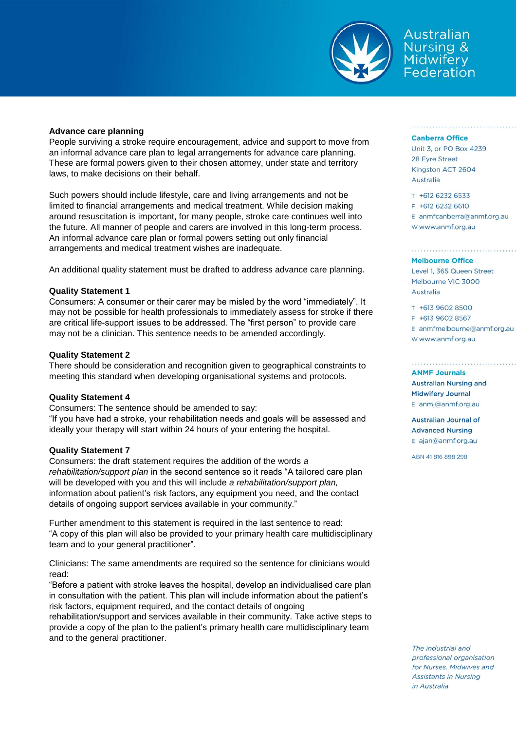**Advance care planning**

People surviving a stroke require encouragement, advice and support to move from an informal advance care plan to legal arrangements for advance care planning. These are formal powers given to their chosen attorney, under state and territory laws, to make decisions on their behalf.

Such powers should include lifestyle, care and living arrangements and not be limited to financial arrangements and medical treatment. While decision making around resuscitation is important, for many people, stroke care continues well into the future. All manner of people and carers are involved in this long-term process. An informal advance care plan or formal powers setting out only financial arrangements and medical treatment wishes are inadequate.

An additional quality statement must be drafted to address advance care planning.

**Quality Statement 1**

Consumers: A consumer or their carer may be misled by the word "immediately". It may not be possible for health professionals to immediately assess for stroke if there are critical life-support issues to be addressed. The "first person" to provide care may not be a clinician. This sentence needs to be amended accordingly.

**Quality Statement 2**

There should be consideration and recognition given to geographical constraints to meeting this standard when developing organisational systems and protocols.

**Quality Statement 4**

Consumers: The sentence should be amended to say:
"If you have had a stroke, your rehabilitation needs and goals will be assessed and ideally your therapy will start within 24 hours of your entering the hospital.

**Quality Statement 7**

Consumers: the draft statement requires the addition of the words *a rehabilitation/support plan* in the second sentence so it reads "A tailored care plan will be developed with you and this will include *a rehabilitation/support plan,* information about patient's risk factors, any equipment you need, and the contact details of ongoing support services available in your community."

Further amendment to this statement is required in the last sentence to read:
"A copy of this plan will also be provided to your primary health care multidisciplinary team and to your general practitioner".

Clinicians: The same amendments are required so the sentence for clinicians would read:
"Before a patient with stroke leaves the hospital, develop an individualised care plan in consultation with the patient. This plan will include information about the patient's risk factors, equipment required, and the contact details of ongoing rehabilitation/support and services available in their community. Take active steps to provide a copy of the plan to the patient's primary health care multidisciplinary team and to the general practitioner.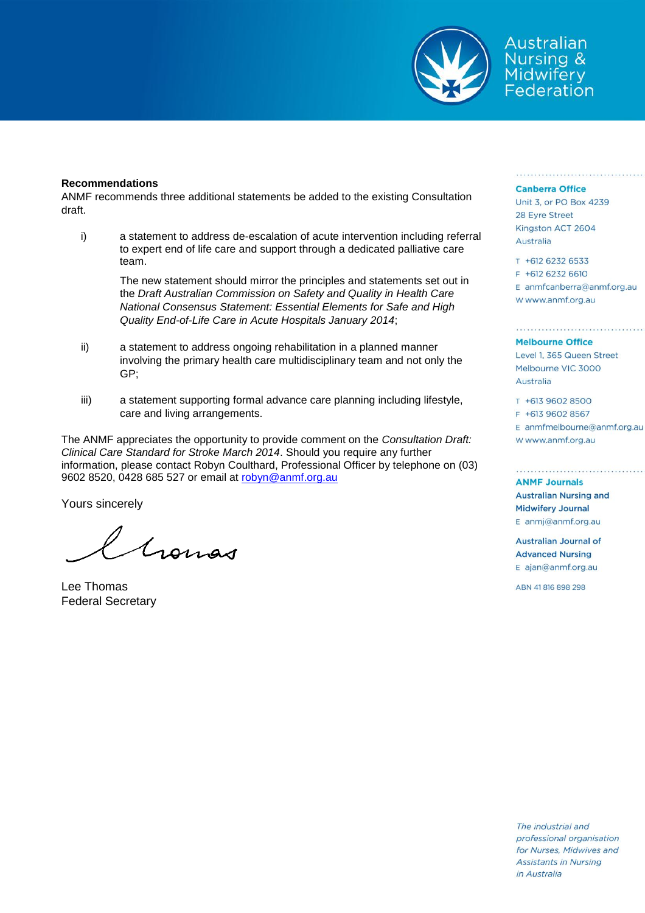**Recommendations**

ANMF recommends three additional statements be added to the existing Consultation draft.

i) a statement to address de-escalation of acute intervention including referral to expert end of life care and support through a dedicated palliative care team.

   The new statement should mirror the principles and statements set out in the *Draft Australian Commission on Safety and Quality in Health Care National Consensus Statement: Essential Elements for Safe and High Quality End-of-Life Care in Acute Hospitals January 2014*;

ii) a statement to address ongoing rehabilitation in a planned manner involving the primary health care multidisciplinary team and not only the GP;

iii) a statement supporting formal advance care planning including lifestyle, care and living arrangements.

The ANMF appreciates the opportunity to provide comment on the *Consultation Draft: Clinical Care Standard for Stroke March 2014*. Should you require any further information, please contact Robyn Coulthard, Professional Officer by telephone on (03) 9602 8520, 0428 685 527 or email at robyn@anmf.org.au

Yours sincerely

Lee Thomas
Federal Secretary

**Canberra Office**
Unit 3, or PO Box 4239
28 Eyre Street
Kingston ACT 2604
Australia

T +612 6232 6533
F +612 6232 6610
E anmfcanberra@anmf.org.au
W www.anmf.org.au

**Melbourne Office**
Level 1, 365 Queen Street
Melbourne VIC 3000
Australia

T +613 9602 8500
F +613 9602 8567
E anmfmelbourne@anmf.org.au
W www.anmf.org.au

**ANMF Journals**

**Australian Nursing and Midwifery Journal**
E anmj@anmf.org.au

**Australian Journal of Advanced Nursing**
E ajan@anmf.org.au

ABN 41 816 898 298

*The industrial and professional organisation for Nurses, Midwives and Assistants in Nursing in Australia*